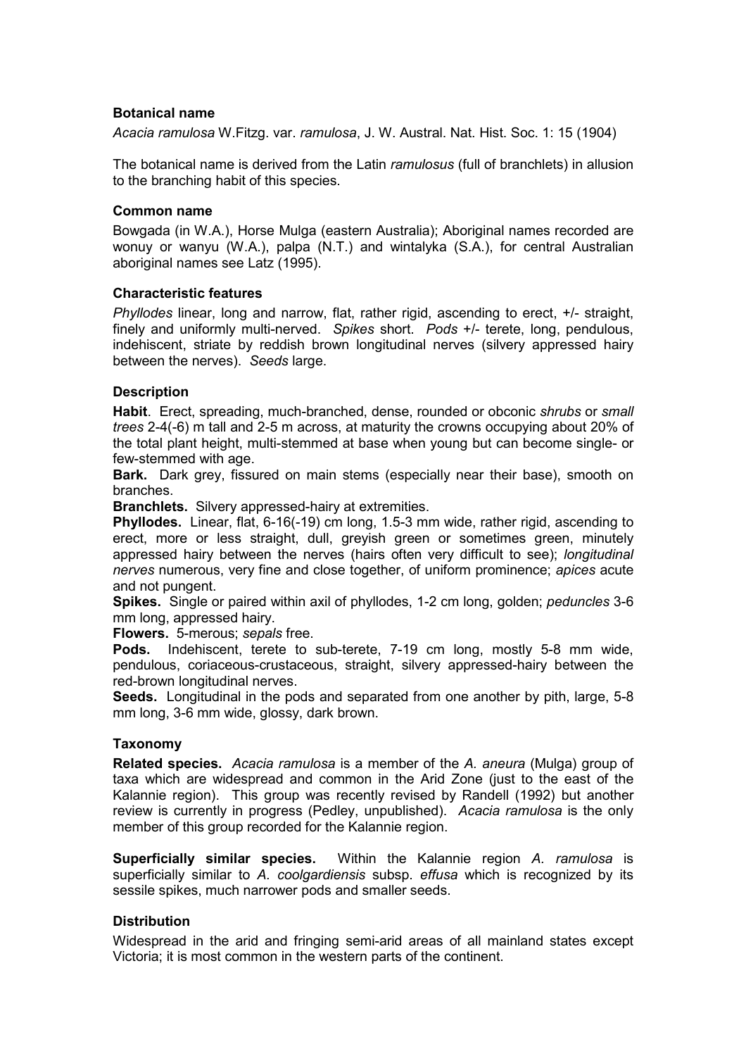## Botanical name

*Acacia ramulosa* W.Fitzg. var. *ramulosa*, J. W. Austral. Nat. Hist. Soc. 1: 15 (1904)

The botanical name is derived from the Latin *ramulosus* (full of branchlets) in allusion to the branching habit of this species.

## Common name

Bowgada (in W.A.), Horse Mulga (eastern Australia); Aboriginal names recorded are wonuy or wanyu (W.A.), palpa (N.T.) and wintalyka (S.A.), for central Australian aboriginal names see Latz (1995).

## Characteristic features

*Phyllodes* linear, long and narrow, flat, rather rigid, ascending to erect, +/- straight, finely and uniformly multi-nerved. *Spikes* short. *Pods* +/- terete, long, pendulous, indehiscent, striate by reddish brown longitudinal nerves (silvery appressed hairy between the nerves). *Seeds* large.

## Description

**Habit**. Erect, spreading, much-branched, dense, rounded or obconic *shrubs* or *small trees* 2-4(-6) m tall and 2-5 m across, at maturity the crowns occupying about 20% of the total plant height, multi-stemmed at base when young but can become single- or few-stemmed with age.

**Bark.** Dark grey, fissured on main stems (especially near their base), smooth on branches.

**Branchlets.** Silvery appressed-hairy at extremities.

**Phyllodes.** Linear, flat, 6-16(-19) cm long, 1.5-3 mm wide, rather rigid, ascending to erect, more or less straight, dull, greyish green or sometimes green, minutely appressed hairy between the nerves (hairs often very difficult to see); *longitudinal nerves* numerous, very fine and close together, of uniform prominence; *apices* acute and not pungent.

**Spikes.** Single or paired within axil of phyllodes, 1-2 cm long, golden; *peduncles* 3-6 mm long, appressed hairy.

**Flowers.** 5-merous; *sepals* free.

**Pods.** Indehiscent, terete to sub-terete, 7-19 cm long, mostly 5-8 mm wide, pendulous, coriaceous-crustaceous, straight, silvery appressed-hairy between the red-brown longitudinal nerves.

**Seeds.** Longitudinal in the pods and separated from one another by pith, large, 5-8 mm long, 3-6 mm wide, glossy, dark brown.

## Taxonomy

**Related species.** *Acacia ramulosa* is a member of the *A. aneura* (Mulga) group of taxa which are widespread and common in the Arid Zone (just to the east of the Kalannie region). This group was recently revised by Randell (1992) but another review is currently in progress (Pedley, unpublished). *Acacia ramulosa* is the only member of this group recorded for the Kalannie region.

**Superficially similar species.** Within the Kalannie region *A. ramulosa* is superficially similar to *A. coolgardiensis* subsp. *effusa* which is recognized by its sessile spikes, much narrower pods and smaller seeds.

## Distribution

Widespread in the arid and fringing semi-arid areas of all mainland states except Victoria; it is most common in the western parts of the continent.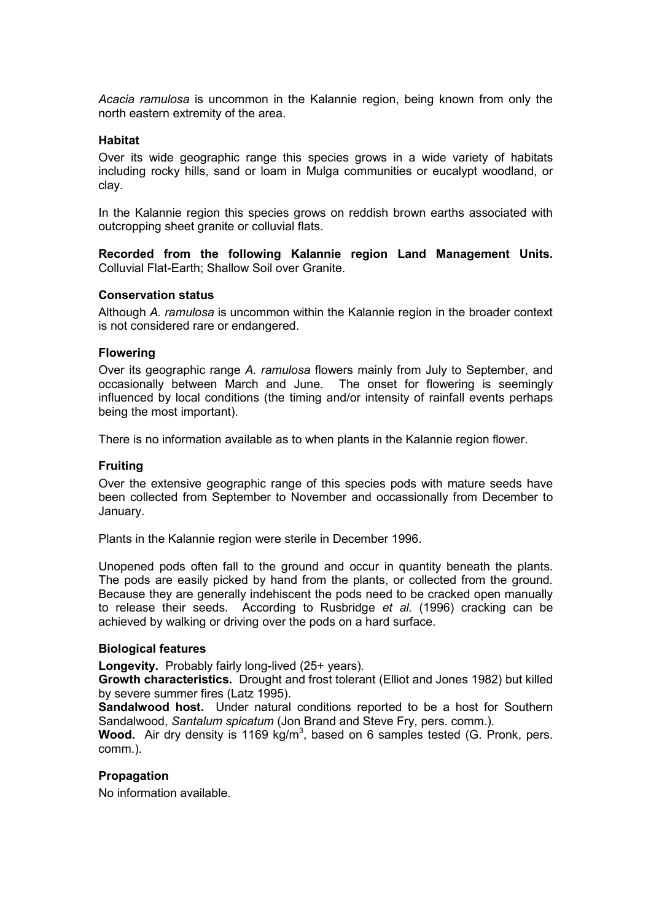*Acacia ramulosa* is uncommon in the Kalannie region, being known from only the north eastern extremity of the area.

### Habitat

Over its wide geographic range this species grows in a wide variety of habitats including rocky hills, sand or loam in Mulga communities or eucalypt woodland, or clay.

In the Kalannie region this species grows on reddish brown earths associated with outcropping sheet granite or colluvial flats.

**Recorded from the following Kalannie region Land Management Units.** Colluvial Flat-Earth; Shallow Soil over Granite.

### Conservation status

Although *A. ramulosa* is uncommon within the Kalannie region in the broader context is not considered rare or endangered.

### Flowering

Over its geographic range *A. ramulosa* flowers mainly from July to September, and occasionally between March and June. The onset for flowering is seemingly influenced by local conditions (the timing and/or intensity of rainfall events perhaps being the most important).

There is no information available as to when plants in the Kalannie region flower.

### Fruiting

Over the extensive geographic range of this species pods with mature seeds have been collected from September to November and occassionally from December to January.

Plants in the Kalannie region were sterile in December 1996.

Unopened pods often fall to the ground and occur in quantity beneath the plants. The pods are easily picked by hand from the plants, or collected from the ground. Because they are generally indehiscent the pods need to be cracked open manually to release their seeds. According to Rusbridge *et al.* (1996) cracking can be achieved by walking or driving over the pods on a hard surface.

### Biological features

**Longevity.** Probably fairly long-lived (25+ years).

**Growth characteristics.** Drought and frost tolerant (Elliot and Jones 1982) but killed by severe summer fires (Latz 1995).

**Sandalwood host.** Under natural conditions reported to be a host for Southern Sandalwood, *Santalum spicatum* (Jon Brand and Steve Fry, pers. comm.).

**Wood.** Air dry density is 1169 kg/m$^3$, based on 6 samples tested (G. Pronk, pers. comm.).

### Propagation

No information available.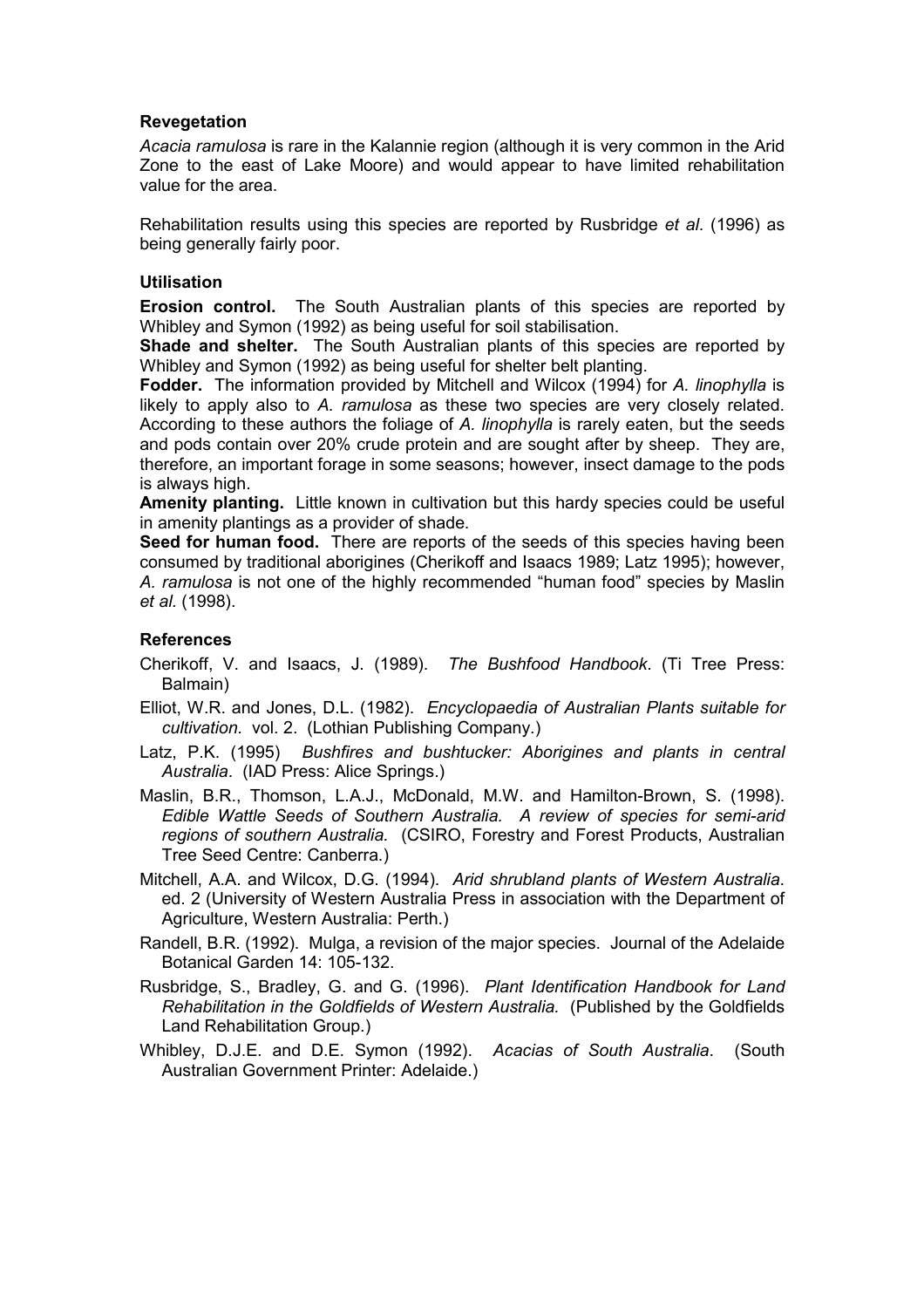### Revegetation

*Acacia ramulosa* is rare in the Kalannie region (although it is very common in the Arid Zone to the east of Lake Moore) and would appear to have limited rehabilitation value for the area.

Rehabilitation results using this species are reported by Rusbridge *et al*. (1996) as being generally fairly poor.

### Utilisation

**Erosion control.** The South Australian plants of this species are reported by Whibley and Symon (1992) as being useful for soil stabilisation.

**Shade and shelter.** The South Australian plants of this species are reported by Whibley and Symon (1992) as being useful for shelter belt planting.

**Fodder.** The information provided by Mitchell and Wilcox (1994) for *A. linophylla* is likely to apply also to *A. ramulosa* as these two species are very closely related. According to these authors the foliage of *A. linophylla* is rarely eaten, but the seeds and pods contain over 20% crude protein and are sought after by sheep. They are, therefore, an important forage in some seasons; however, insect damage to the pods is always high.

**Amenity planting.** Little known in cultivation but this hardy species could be useful in amenity plantings as a provider of shade.

**Seed for human food.** There are reports of the seeds of this species having been consumed by traditional aborigines (Cherikoff and Isaacs 1989; Latz 1995); however, *A. ramulosa* is not one of the highly recommended "human food" species by Maslin *et al.* (1998).

### References

Cherikoff, V. and Isaacs, J. (1989). *The Bushfood Handbook*. (Ti Tree Press: Balmain)

Elliot, W.R. and Jones, D.L. (1982). *Encyclopaedia of Australian Plants suitable for cultivation.* vol. 2. (Lothian Publishing Company.)

Latz, P.K. (1995) *Bushfires and bushtucker: Aborigines and plants in central Australia*. (IAD Press: Alice Springs.)

Maslin, B.R., Thomson, L.A.J., McDonald, M.W. and Hamilton-Brown, S. (1998). *Edible Wattle Seeds of Southern Australia. A review of species for semi-arid regions of southern Australia.* (CSIRO, Forestry and Forest Products, Australian Tree Seed Centre: Canberra.)

Mitchell, A.A. and Wilcox, D.G. (1994). *Arid shrubland plants of Western Australia*. ed. 2 (University of Western Australia Press in association with the Department of Agriculture, Western Australia: Perth.)

Randell, B.R. (1992). Mulga, a revision of the major species. Journal of the Adelaide Botanical Garden 14: 105-132.

Rusbridge, S., Bradley, G. and G. (1996). *Plant Identification Handbook for Land Rehabilitation in the Goldfields of Western Australia.* (Published by the Goldfields Land Rehabilitation Group.)

Whibley, D.J.E. and D.E. Symon (1992). *Acacias of South Australia*. (South Australian Government Printer: Adelaide.)